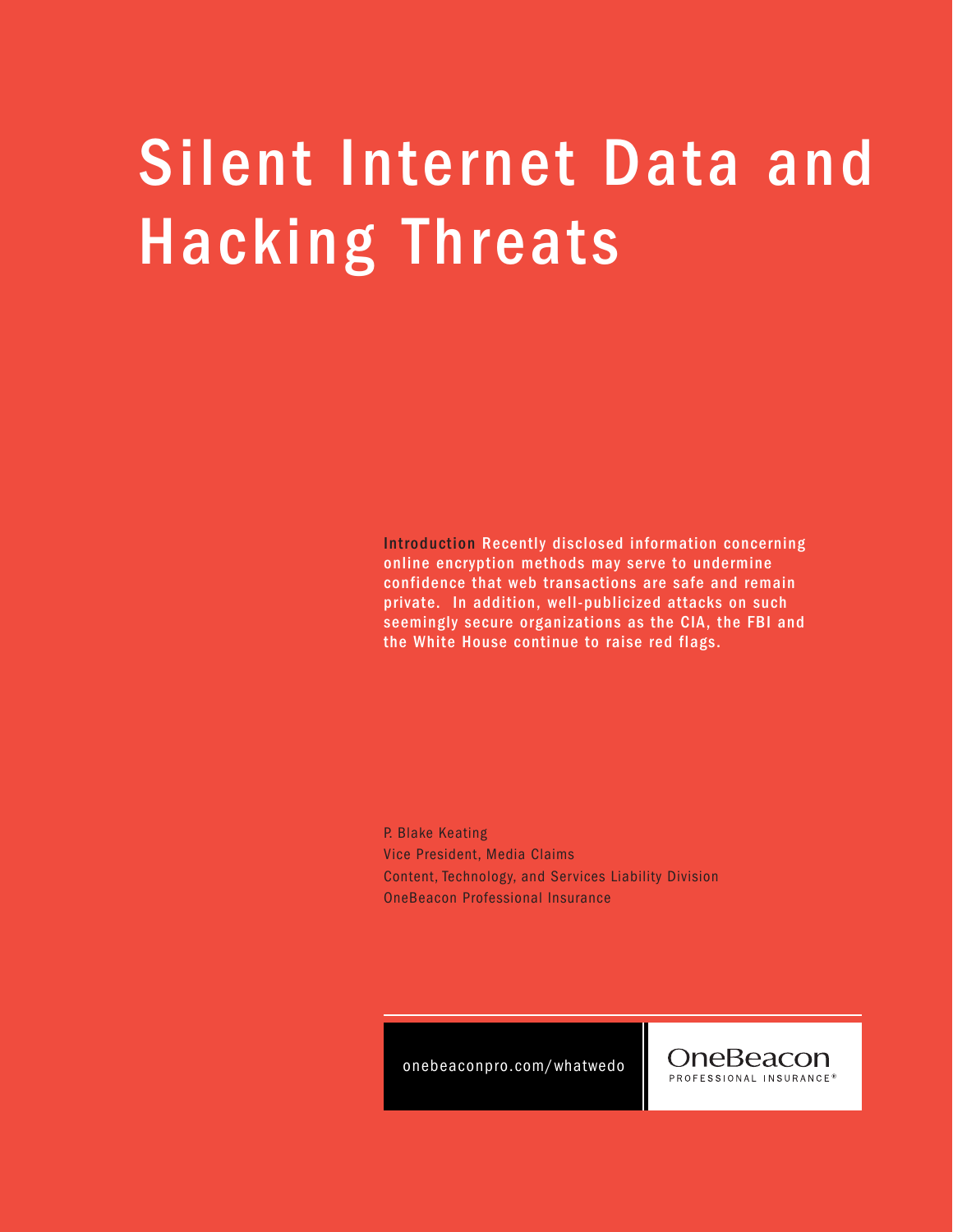# Silent Internet Data and Hacking Threats

**Introduction** Recently disclosed information concerning online encryption methods may serve to undermine confidence that web transactions are safe and remain private. In addition, well-publicized attacks on such seemingly secure organizations as the CIA, the FBI and the White House continue to raise red flags.

P. Blake Keating
Vice President, Media Claims
Content, Technology, and Services Liability Division
OneBeacon Professional Insurance

onebeaconpro.com/whatwedo

OneBeacon
PROFESSIONAL INSURANCE®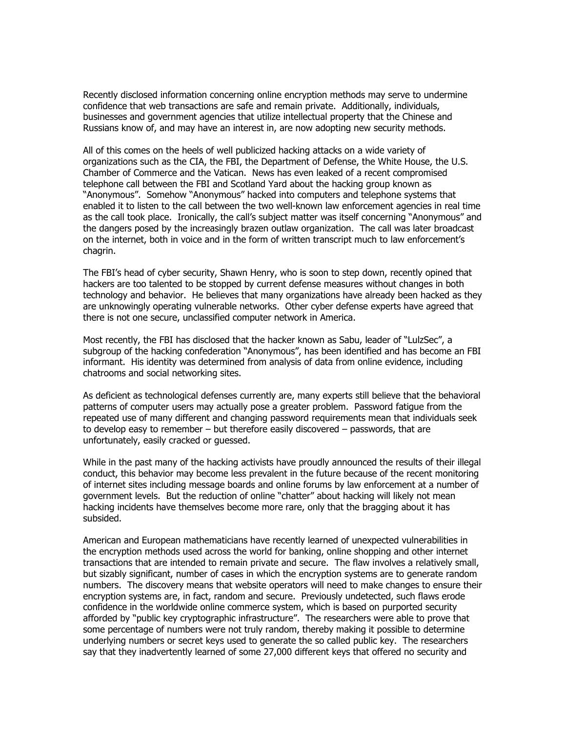Recently disclosed information concerning online encryption methods may serve to undermine confidence that web transactions are safe and remain private. Additionally, individuals, businesses and government agencies that utilize intellectual property that the Chinese and Russians know of, and may have an interest in, are now adopting new security methods.

All of this comes on the heels of well publicized hacking attacks on a wide variety of organizations such as the CIA, the FBI, the Department of Defense, the White House, the U.S. Chamber of Commerce and the Vatican. News has even leaked of a recent compromised telephone call between the FBI and Scotland Yard about the hacking group known as "Anonymous". Somehow "Anonymous" hacked into computers and telephone systems that enabled it to listen to the call between the two well-known law enforcement agencies in real time as the call took place. Ironically, the call's subject matter was itself concerning "Anonymous" and the dangers posed by the increasingly brazen outlaw organization. The call was later broadcast on the internet, both in voice and in the form of written transcript much to law enforcement's chagrin.

The FBI's head of cyber security, Shawn Henry, who is soon to step down, recently opined that hackers are too talented to be stopped by current defense measures without changes in both technology and behavior. He believes that many organizations have already been hacked as they are unknowingly operating vulnerable networks. Other cyber defense experts have agreed that there is not one secure, unclassified computer network in America.

Most recently, the FBI has disclosed that the hacker known as Sabu, leader of "LulzSec", a subgroup of the hacking confederation "Anonymous", has been identified and has become an FBI informant. His identity was determined from analysis of data from online evidence, including chatrooms and social networking sites.

As deficient as technological defenses currently are, many experts still believe that the behavioral patterns of computer users may actually pose a greater problem. Password fatigue from the repeated use of many different and changing password requirements mean that individuals seek to develop easy to remember – but therefore easily discovered – passwords, that are unfortunately, easily cracked or guessed.

While in the past many of the hacking activists have proudly announced the results of their illegal conduct, this behavior may become less prevalent in the future because of the recent monitoring of internet sites including message boards and online forums by law enforcement at a number of government levels. But the reduction of online "chatter" about hacking will likely not mean hacking incidents have themselves become more rare, only that the bragging about it has subsided.

American and European mathematicians have recently learned of unexpected vulnerabilities in the encryption methods used across the world for banking, online shopping and other internet transactions that are intended to remain private and secure. The flaw involves a relatively small, but sizably significant, number of cases in which the encryption systems are to generate random numbers. The discovery means that website operators will need to make changes to ensure their encryption systems are, in fact, random and secure. Previously undetected, such flaws erode confidence in the worldwide online commerce system, which is based on purported security afforded by "public key cryptographic infrastructure". The researchers were able to prove that some percentage of numbers were not truly random, thereby making it possible to determine underlying numbers or secret keys used to generate the so called public key. The researchers say that they inadvertently learned of some 27,000 different keys that offered no security and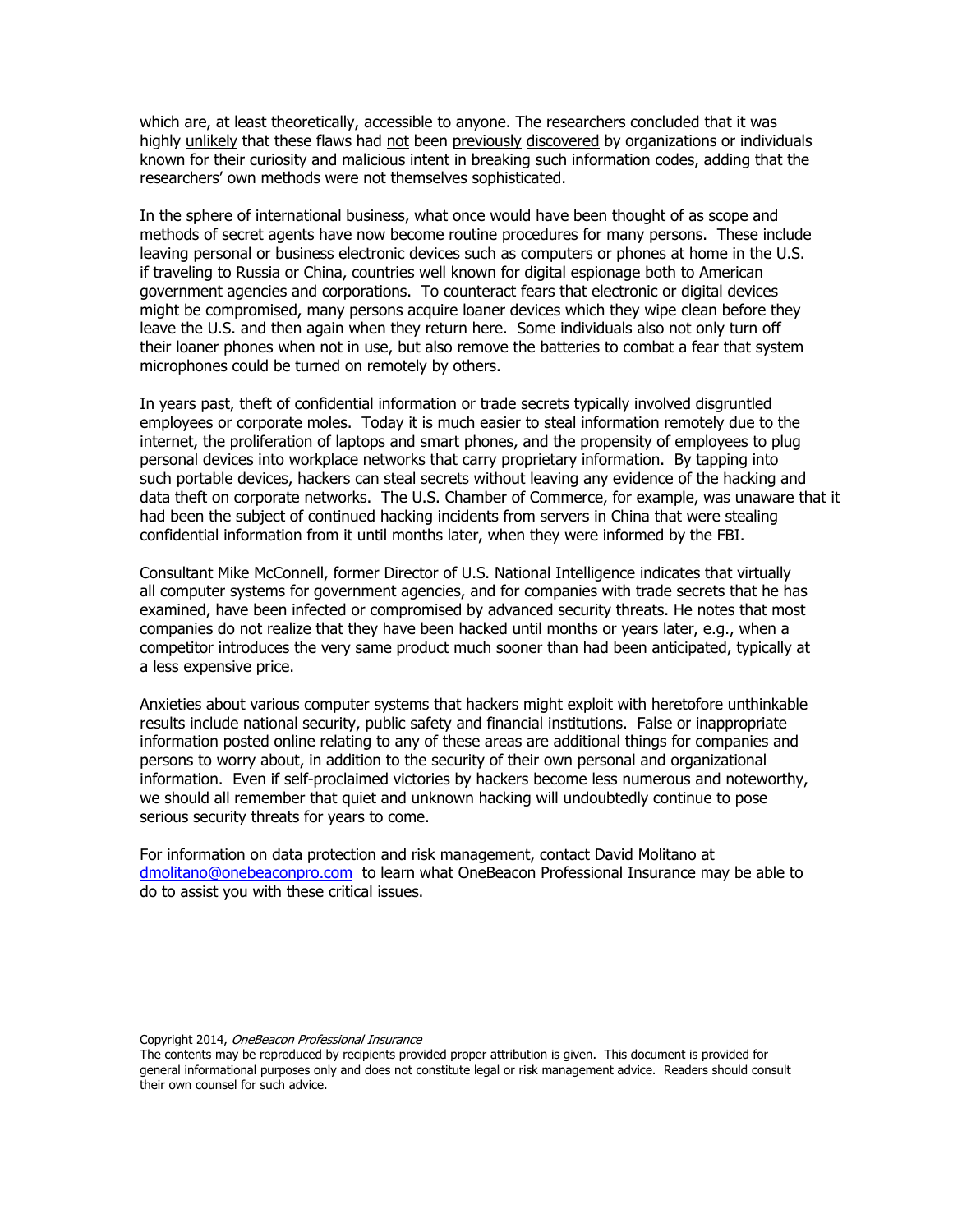which are, at least theoretically, accessible to anyone. The researchers concluded that it was highly unlikely that these flaws had not been previously discovered by organizations or individuals known for their curiosity and malicious intent in breaking such information codes, adding that the researchers' own methods were not themselves sophisticated.

In the sphere of international business, what once would have been thought of as scope and methods of secret agents have now become routine procedures for many persons. These include leaving personal or business electronic devices such as computers or phones at home in the U.S. if traveling to Russia or China, countries well known for digital espionage both to American government agencies and corporations. To counteract fears that electronic or digital devices might be compromised, many persons acquire loaner devices which they wipe clean before they leave the U.S. and then again when they return here. Some individuals also not only turn off their loaner phones when not in use, but also remove the batteries to combat a fear that system microphones could be turned on remotely by others.

In years past, theft of confidential information or trade secrets typically involved disgruntled employees or corporate moles. Today it is much easier to steal information remotely due to the internet, the proliferation of laptops and smart phones, and the propensity of employees to plug personal devices into workplace networks that carry proprietary information. By tapping into such portable devices, hackers can steal secrets without leaving any evidence of the hacking and data theft on corporate networks. The U.S. Chamber of Commerce, for example, was unaware that it had been the subject of continued hacking incidents from servers in China that were stealing confidential information from it until months later, when they were informed by the FBI.

Consultant Mike McConnell, former Director of U.S. National Intelligence indicates that virtually all computer systems for government agencies, and for companies with trade secrets that he has examined, have been infected or compromised by advanced security threats. He notes that most companies do not realize that they have been hacked until months or years later, e.g., when a competitor introduces the very same product much sooner than had been anticipated, typically at a less expensive price.

Anxieties about various computer systems that hackers might exploit with heretofore unthinkable results include national security, public safety and financial institutions. False or inappropriate information posted online relating to any of these areas are additional things for companies and persons to worry about, in addition to the security of their own personal and organizational information. Even if self-proclaimed victories by hackers become less numerous and noteworthy, we should all remember that quiet and unknown hacking will undoubtedly continue to pose serious security threats for years to come.

For information on data protection and risk management, contact David Molitano at dmolitano@onebeaconpro.com to learn what OneBeacon Professional Insurance may be able to do to assist you with these critical issues.

Copyright 2014, *OneBeacon Professional Insurance*
The contents may be reproduced by recipients provided proper attribution is given. This document is provided for general informational purposes only and does not constitute legal or risk management advice. Readers should consult their own counsel for such advice.